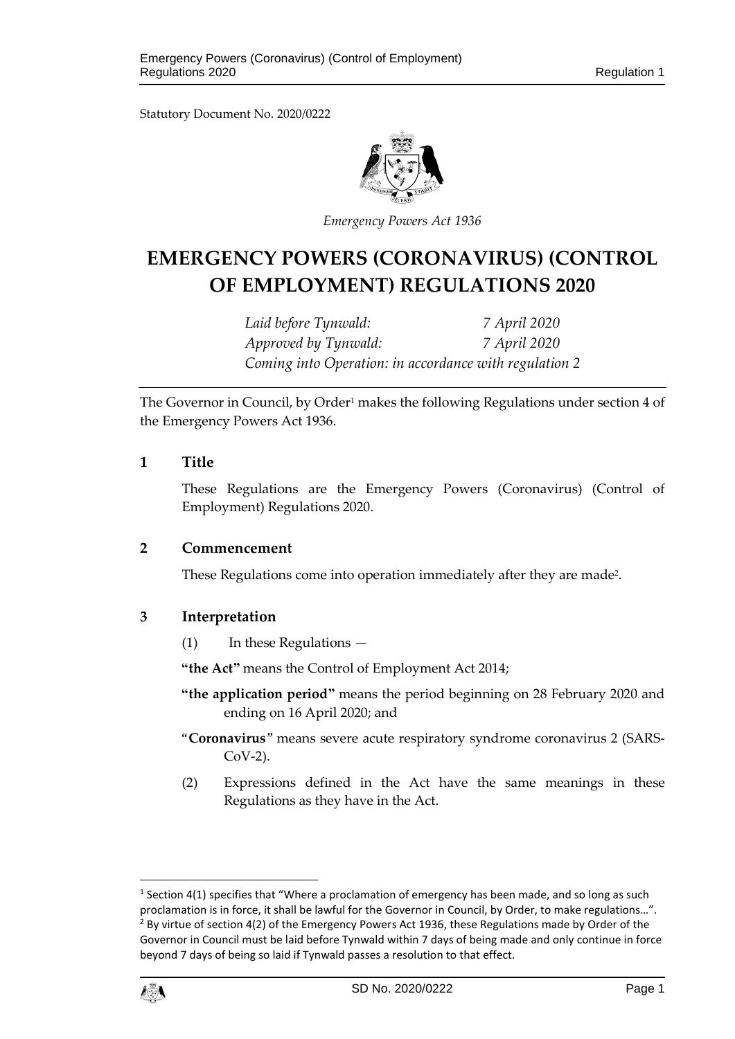Statutory Document No. 2020/0222

*Emergency Powers Act 1936*

# EMERGENCY POWERS (CORONAVIRUS) (CONTROL OF EMPLOYMENT) REGULATIONS 2020

*Laid before Tynwald: 7 April 2020*
*Approved by Tynwald: 7 April 2020*
*Coming into Operation: in accordance with regulation 2*

The Governor in Council, by Order[1] makes the following Regulations under section 4 of the Emergency Powers Act 1936.

## 1 Title

These Regulations are the Emergency Powers (Coronavirus) (Control of Employment) Regulations 2020.

## 2 Commencement

These Regulations come into operation immediately after they are made[2].

## 3 Interpretation

(1) In these Regulations —

**"the Act"** means the Control of Employment Act 2014;

**"the application period"** means the period beginning on 28 February 2020 and ending on 16 April 2020; and

"**Coronavirus**" means severe acute respiratory syndrome coronavirus 2 (SARS-CoV-2).

(2) Expressions defined in the Act have the same meanings in these Regulations as they have in the Act.

---

[1] Section 4(1) specifies that "Where a proclamation of emergency has been made, and so long as such proclamation is in force, it shall be lawful for the Governor in Council, by Order, to make regulations…".

[2] By virtue of section 4(2) of the Emergency Powers Act 1936, these Regulations made by Order of the Governor in Council must be laid before Tynwald within 7 days of being made and only continue in force beyond 7 days of being so laid if Tynwald passes a resolution to that effect.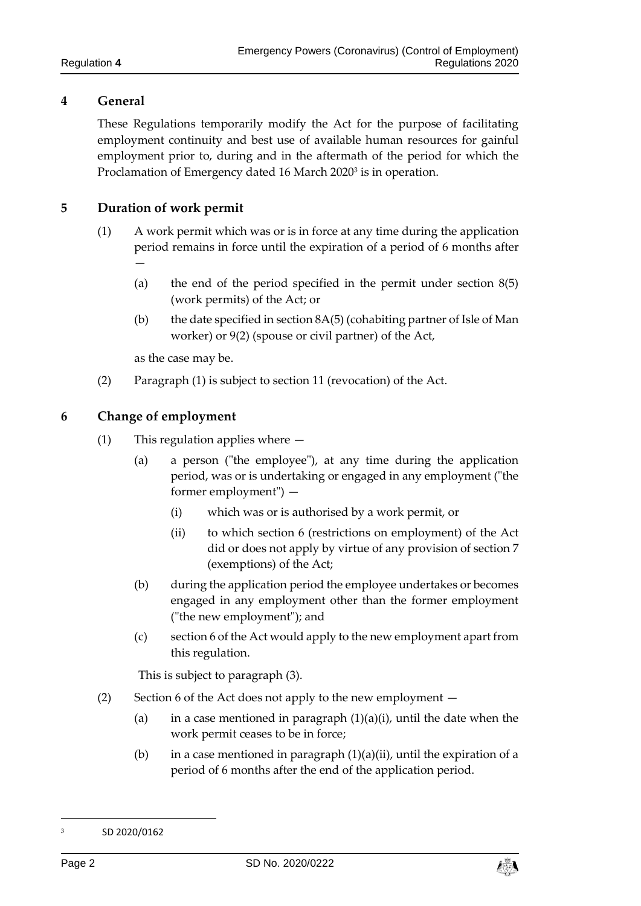## 4 General

These Regulations temporarily modify the Act for the purpose of facilitating employment continuity and best use of available human resources for gainful employment prior to, during and in the aftermath of the period for which the Proclamation of Emergency dated 16 March 2020[3] is in operation.

## 5 Duration of work permit

(1) A work permit which was or is in force at any time during the application period remains in force until the expiration of a period of 6 months after —

(a) the end of the period specified in the permit under section 8(5) (work permits) of the Act; or

(b) the date specified in section 8A(5) (cohabiting partner of Isle of Man worker) or 9(2) (spouse or civil partner) of the Act,

as the case may be.

(2) Paragraph (1) is subject to section 11 (revocation) of the Act.

## 6 Change of employment

(1) This regulation applies where —

(a) a person ("the employee"), at any time during the application period, was or is undertaking or engaged in any employment ("the former employment") —

(i) which was or is authorised by a work permit, or

(ii) to which section 6 (restrictions on employment) of the Act did or does not apply by virtue of any provision of section 7 (exemptions) of the Act;

(b) during the application period the employee undertakes or becomes engaged in any employment other than the former employment ("the new employment"); and

(c) section 6 of the Act would apply to the new employment apart from this regulation.

This is subject to paragraph (3).

(2) Section 6 of the Act does not apply to the new employment —

(a) in a case mentioned in paragraph (1)(a)(i), until the date when the work permit ceases to be in force;

(b) in a case mentioned in paragraph (1)(a)(ii), until the expiration of a period of 6 months after the end of the application period.

---

[3] SD 2020/0162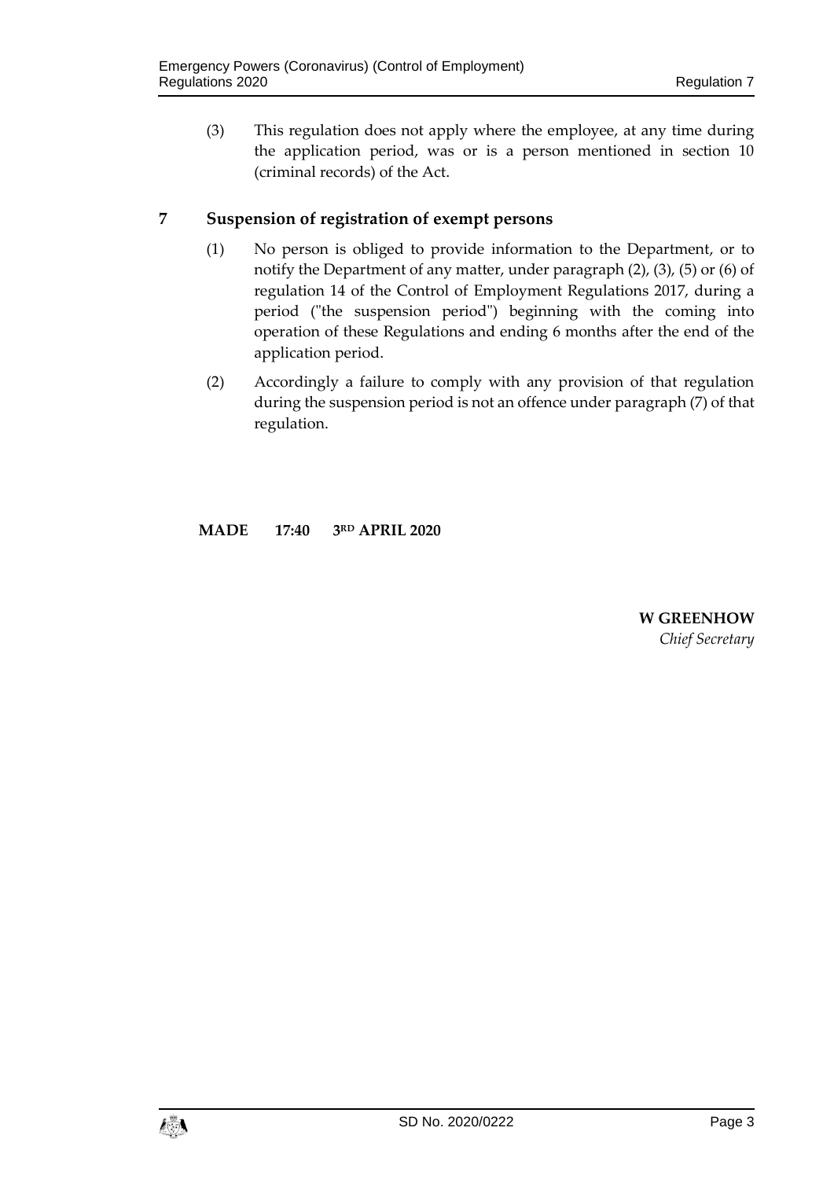(3) This regulation does not apply where the employee, at any time during the application period, was or is a person mentioned in section 10 (criminal records) of the Act.

## 7 Suspension of registration of exempt persons

(1) No person is obliged to provide information to the Department, or to notify the Department of any matter, under paragraph (2), (3), (5) or (6) of regulation 14 of the Control of Employment Regulations 2017, during a period ("the suspension period") beginning with the coming into operation of these Regulations and ending 6 months after the end of the application period.

(2) Accordingly a failure to comply with any provision of that regulation during the suspension period is not an offence under paragraph (7) of that regulation.

**MADE 17:40 3RD APRIL 2020**

**W GREENHOW**
*Chief Secretary*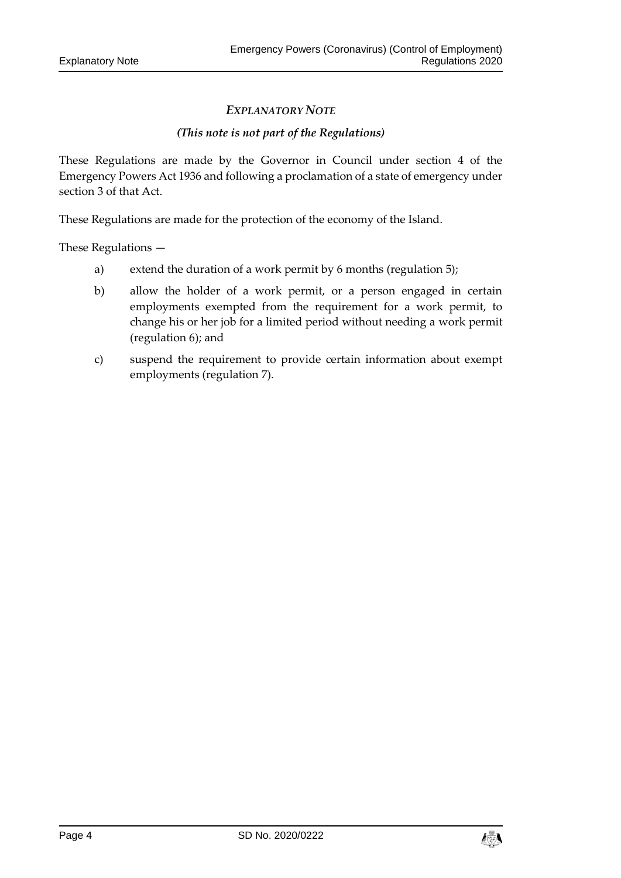## *EXPLANATORY NOTE*

***(This note is not part of the Regulations)***

These Regulations are made by the Governor in Council under section 4 of the Emergency Powers Act 1936 and following a proclamation of a state of emergency under section 3 of that Act.

These Regulations are made for the protection of the economy of the Island.

These Regulations —

a) extend the duration of a work permit by 6 months (regulation 5);

b) allow the holder of a work permit, or a person engaged in certain employments exempted from the requirement for a work permit, to change his or her job for a limited period without needing a work permit (regulation 6); and

c) suspend the requirement to provide certain information about exempt employments (regulation 7).